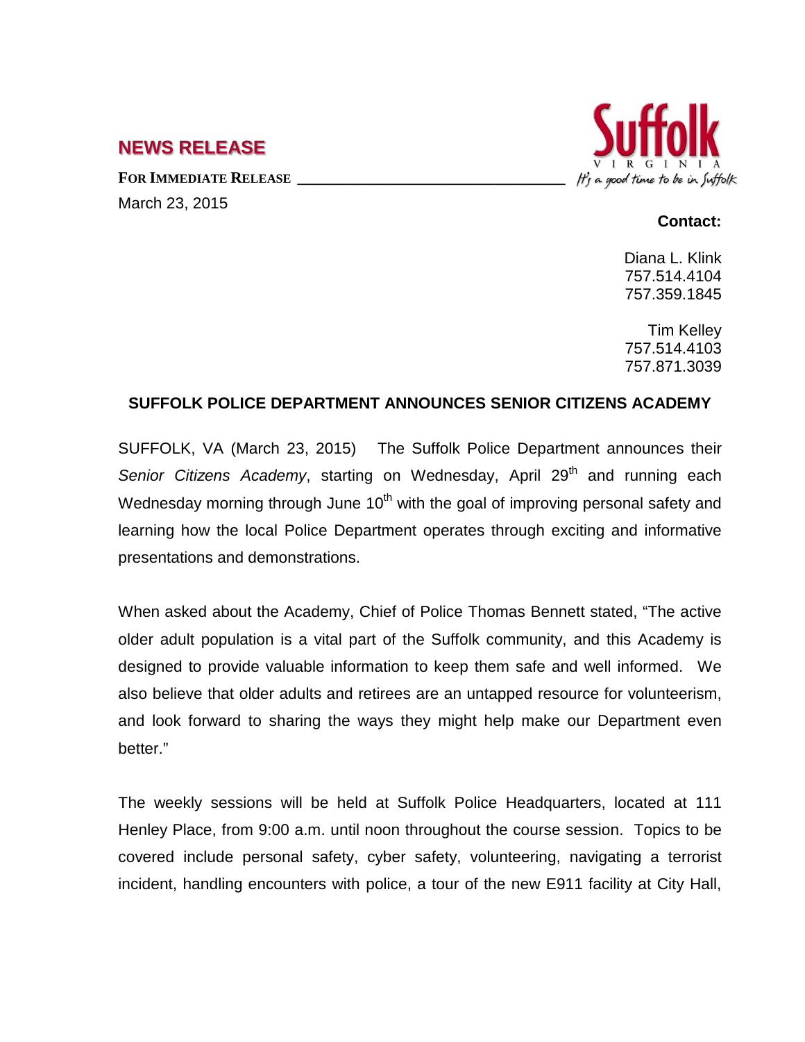## NEWS RELEASE

**FOR IMMEDIATE RELEASE**

March 23, 2015

Suffolk
VIRGINIA
It's a good time to be in Suffolk

**Contact:**

Diana L. Klink
757.514.4104
757.359.1845

Tim Kelley
757.514.4103
757.871.3039

### SUFFOLK POLICE DEPARTMENT ANNOUNCES SENIOR CITIZENS ACADEMY

SUFFOLK, VA (March 23, 2015) The Suffolk Police Department announces their *Senior Citizens Academy*, starting on Wednesday, April 29th and running each Wednesday morning through June 10th with the goal of improving personal safety and learning how the local Police Department operates through exciting and informative presentations and demonstrations.

When asked about the Academy, Chief of Police Thomas Bennett stated, "The active older adult population is a vital part of the Suffolk community, and this Academy is designed to provide valuable information to keep them safe and well informed. We also believe that older adults and retirees are an untapped resource for volunteerism, and look forward to sharing the ways they might help make our Department even better."

The weekly sessions will be held at Suffolk Police Headquarters, located at 111 Henley Place, from 9:00 a.m. until noon throughout the course session. Topics to be covered include personal safety, cyber safety, volunteering, navigating a terrorist incident, handling encounters with police, a tour of the new E911 facility at City Hall,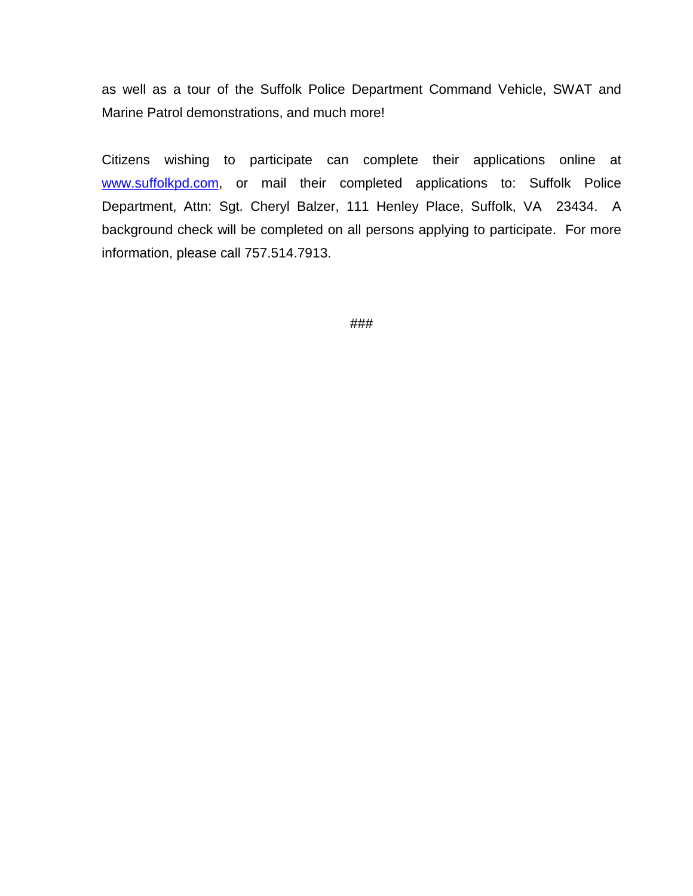as well as a tour of the Suffolk Police Department Command Vehicle, SWAT and Marine Patrol demonstrations, and much more!

Citizens wishing to participate can complete their applications online at [www.suffolkpd.com](http://www.suffolkpd.com), or mail their completed applications to: Suffolk Police Department, Attn: Sgt. Cheryl Balzer, 111 Henley Place, Suffolk, VA 23434. A background check will be completed on all persons applying to participate. For more information, please call 757.514.7913.

###